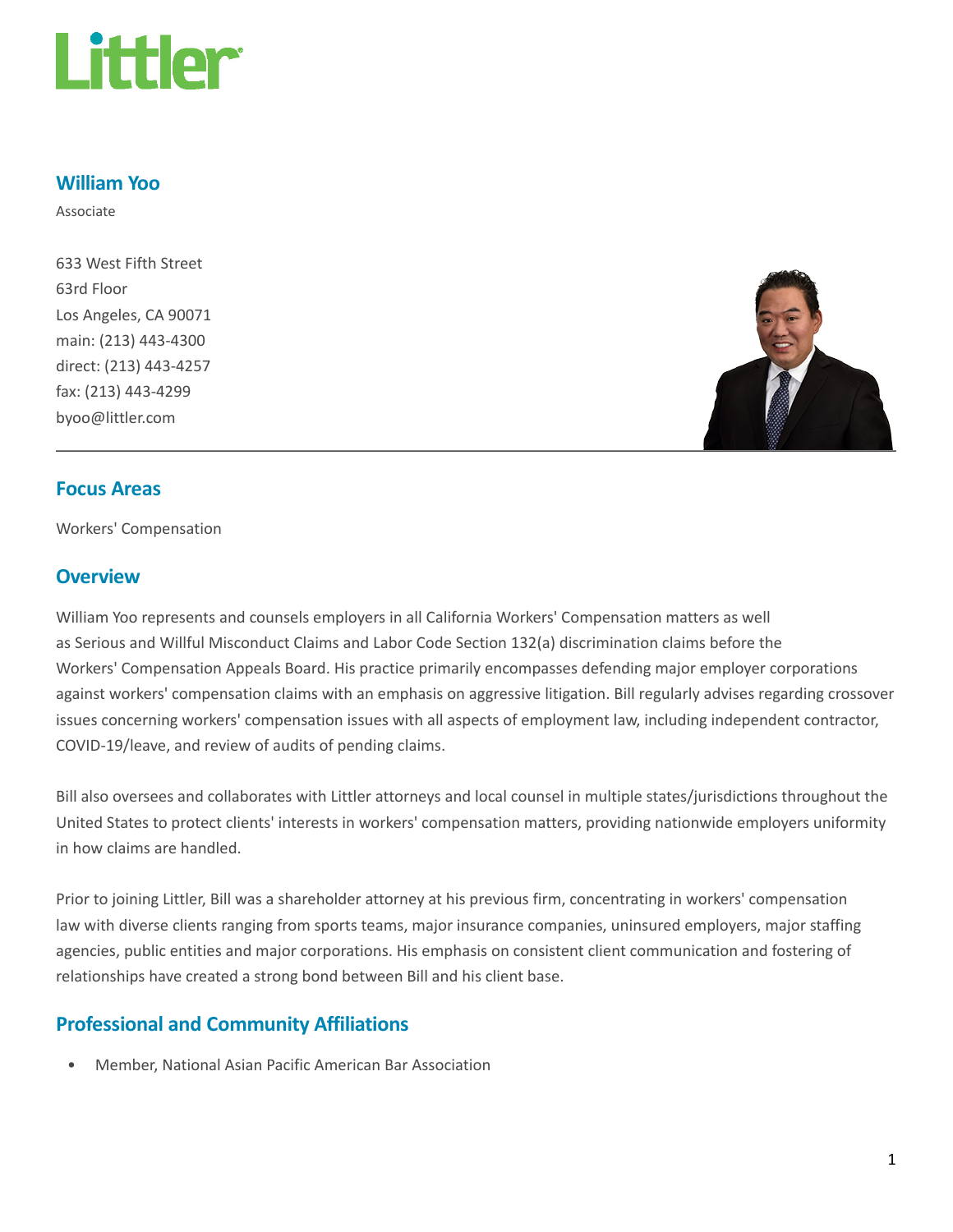Littler

# William Yoo

Associate

633 West Fifth Street
63rd Floor
Los Angeles, CA 90071
main: (213) 443-4300
direct: (213) 443-4257
fax: (213) 443-4299
byoo@littler.com

## Focus Areas

Workers' Compensation

## Overview

William Yoo represents and counsels employers in all California Workers' Compensation matters as well as Serious and Willful Misconduct Claims and Labor Code Section 132(a) discrimination claims before the Workers' Compensation Appeals Board. His practice primarily encompasses defending major employer corporations against workers' compensation claims with an emphasis on aggressive litigation. Bill regularly advises regarding crossover issues concerning workers' compensation issues with all aspects of employment law, including independent contractor, COVID-19/leave, and review of audits of pending claims.

Bill also oversees and collaborates with Littler attorneys and local counsel in multiple states/jurisdictions throughout the United States to protect clients' interests in workers' compensation matters, providing nationwide employers uniformity in how claims are handled.

Prior to joining Littler, Bill was a shareholder attorney at his previous firm, concentrating in workers' compensation law with diverse clients ranging from sports teams, major insurance companies, uninsured employers, major staffing agencies, public entities and major corporations. His emphasis on consistent client communication and fostering of relationships have created a strong bond between Bill and his client base.

## Professional and Community Affiliations

- Member, National Asian Pacific American Bar Association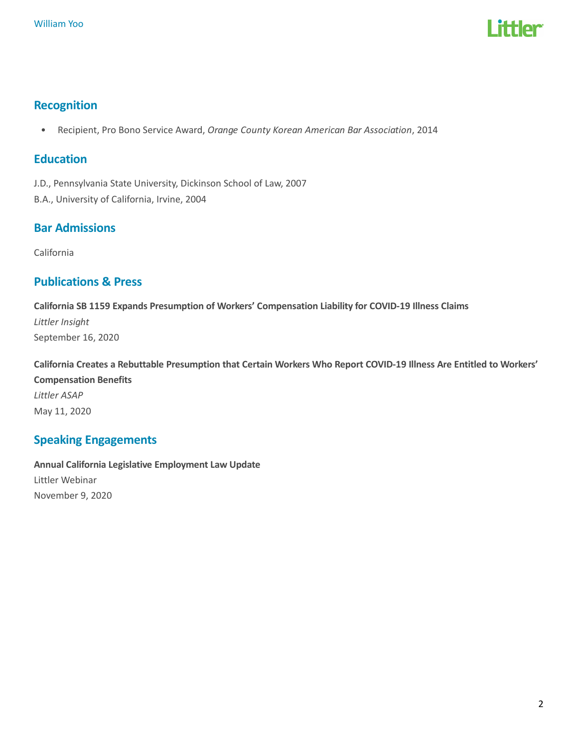## Recognition

- Recipient, Pro Bono Service Award, *Orange County Korean American Bar Association*, 2014

## Education

J.D., Pennsylvania State University, Dickinson School of Law, 2007

B.A., University of California, Irvine, 2004

## Bar Admissions

California

## Publications & Press

**California SB 1159 Expands Presumption of Workers' Compensation Liability for COVID-19 Illness Claims**
*Littler Insight*
September 16, 2020

**California Creates a Rebuttable Presumption that Certain Workers Who Report COVID-19 Illness Are Entitled to Workers' Compensation Benefits**
*Littler ASAP*
May 11, 2020

## Speaking Engagements

**Annual California Legislative Employment Law Update**
Littler Webinar
November 9, 2020